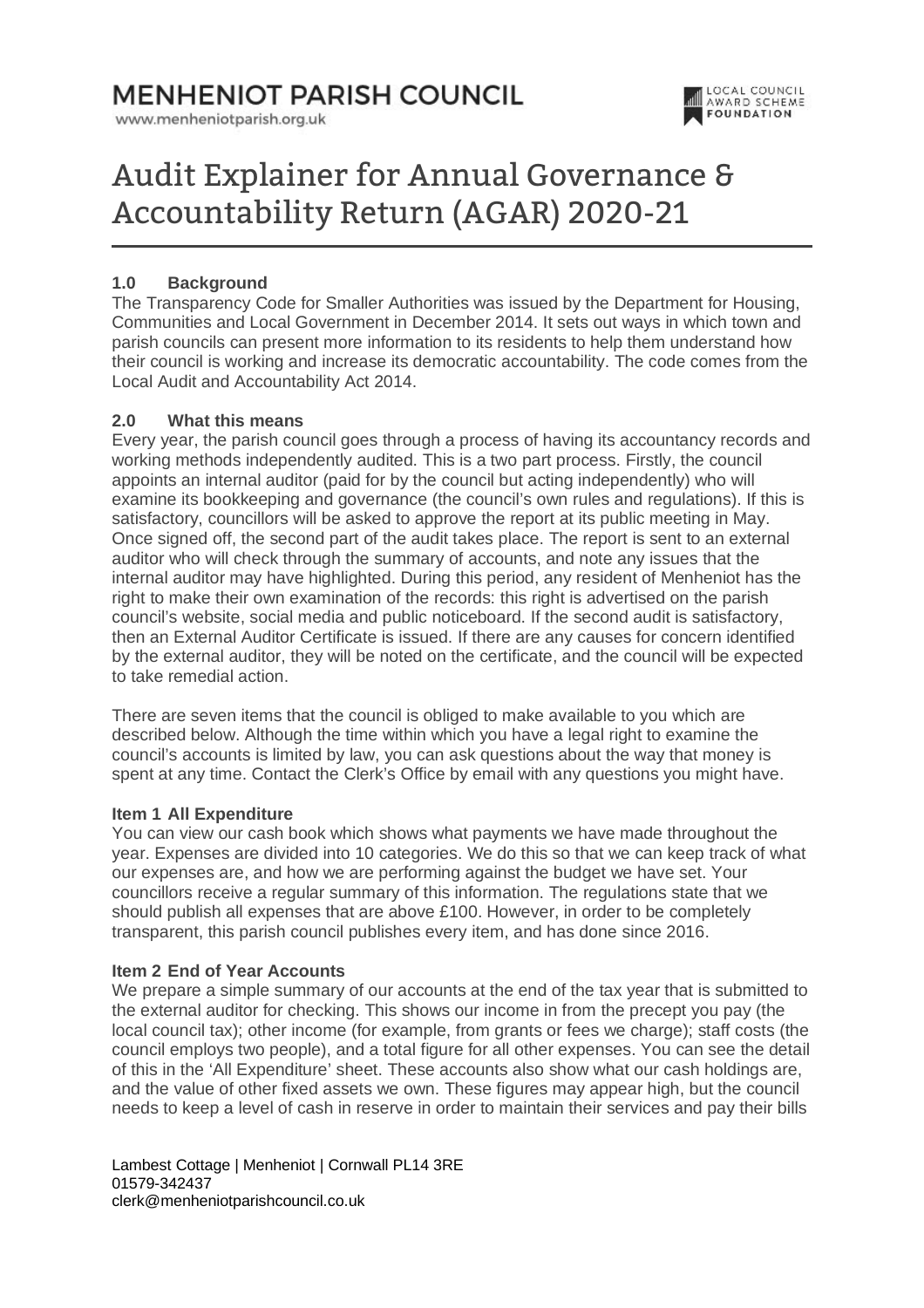# MENHENIOT PARISH COUNCIL

www.menheniotparish.org.uk

LOCAL COUNCIL AWARD SCHEME FOUNDATION

# Audit Explainer for Annual Governance & Accountability Return (AGAR) 2020-21

## 1.0 Background

The Transparency Code for Smaller Authorities was issued by the Department for Housing, Communities and Local Government in December 2014. It sets out ways in which town and parish councils can present more information to its residents to help them understand how their council is working and increase its democratic accountability. The code comes from the Local Audit and Accountability Act 2014.

## 2.0 What this means

Every year, the parish council goes through a process of having its accountancy records and working methods independently audited. This is a two part process. Firstly, the council appoints an internal auditor (paid for by the council but acting independently) who will examine its bookkeeping and governance (the council's own rules and regulations). If this is satisfactory, councillors will be asked to approve the report at its public meeting in May. Once signed off, the second part of the audit takes place. The report is sent to an external auditor who will check through the summary of accounts, and note any issues that the internal auditor may have highlighted. During this period, any resident of Menheniot has the right to make their own examination of the records: this right is advertised on the parish council's website, social media and public noticeboard. If the second audit is satisfactory, then an External Auditor Certificate is issued. If there are any causes for concern identified by the external auditor, they will be noted on the certificate, and the council will be expected to take remedial action.

There are seven items that the council is obliged to make available to you which are described below. Although the time within which you have a legal right to examine the council's accounts is limited by law, you can ask questions about the way that money is spent at any time. Contact the Clerk's Office by email with any questions you might have.

### Item 1 All Expenditure

You can view our cash book which shows what payments we have made throughout the year. Expenses are divided into 10 categories. We do this so that we can keep track of what our expenses are, and how we are performing against the budget we have set. Your councillors receive a regular summary of this information. The regulations state that we should publish all expenses that are above £100. However, in order to be completely transparent, this parish council publishes every item, and has done since 2016.

### Item 2 End of Year Accounts

We prepare a simple summary of our accounts at the end of the tax year that is submitted to the external auditor for checking. This shows our income in from the precept you pay (the local council tax); other income (for example, from grants or fees we charge); staff costs (the council employs two people), and a total figure for all other expenses. You can see the detail of this in the 'All Expenditure' sheet. These accounts also show what our cash holdings are, and the value of other fixed assets we own. These figures may appear high, but the council needs to keep a level of cash in reserve in order to maintain their services and pay their bills

Lambest Cottage | Menheniot | Cornwall PL14 3RE
01579-342437
clerk@menheniotparishcouncil.co.uk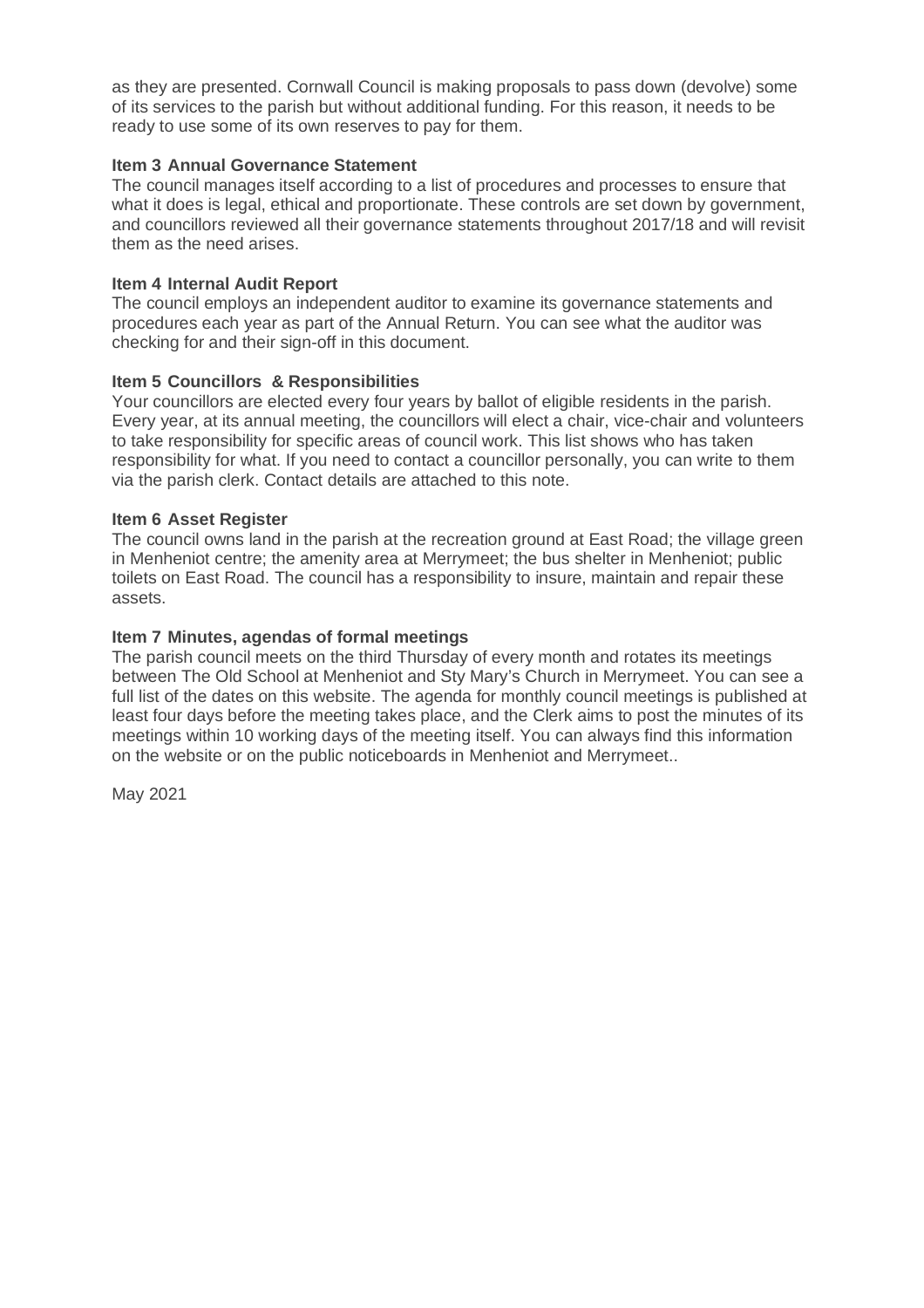as they are presented. Cornwall Council is making proposals to pass down (devolve) some of its services to the parish but without additional funding. For this reason, it needs to be ready to use some of its own reserves to pay for them.

**Item 3 Annual Governance Statement**
The council manages itself according to a list of procedures and processes to ensure that what it does is legal, ethical and proportionate. These controls are set down by government, and councillors reviewed all their governance statements throughout 2017/18 and will revisit them as the need arises.

**Item 4 Internal Audit Report**
The council employs an independent auditor to examine its governance statements and procedures each year as part of the Annual Return. You can see what the auditor was checking for and their sign-off in this document.

**Item 5 Councillors & Responsibilities**
Your councillors are elected every four years by ballot of eligible residents in the parish. Every year, at its annual meeting, the councillors will elect a chair, vice-chair and volunteers to take responsibility for specific areas of council work. This list shows who has taken responsibility for what. If you need to contact a councillor personally, you can write to them via the parish clerk. Contact details are attached to this note.

**Item 6 Asset Register**
The council owns land in the parish at the recreation ground at East Road; the village green in Menheniot centre; the amenity area at Merrymeet; the bus shelter in Menheniot; public toilets on East Road. The council has a responsibility to insure, maintain and repair these assets.

**Item 7 Minutes, agendas of formal meetings**
The parish council meets on the third Thursday of every month and rotates its meetings between The Old School at Menheniot and Sty Mary's Church in Merrymeet. You can see a full list of the dates on this website. The agenda for monthly council meetings is published at least four days before the meeting takes place, and the Clerk aims to post the minutes of its meetings within 10 working days of the meeting itself. You can always find this information on the website or on the public noticeboards in Menheniot and Merrymeet..

May 2021